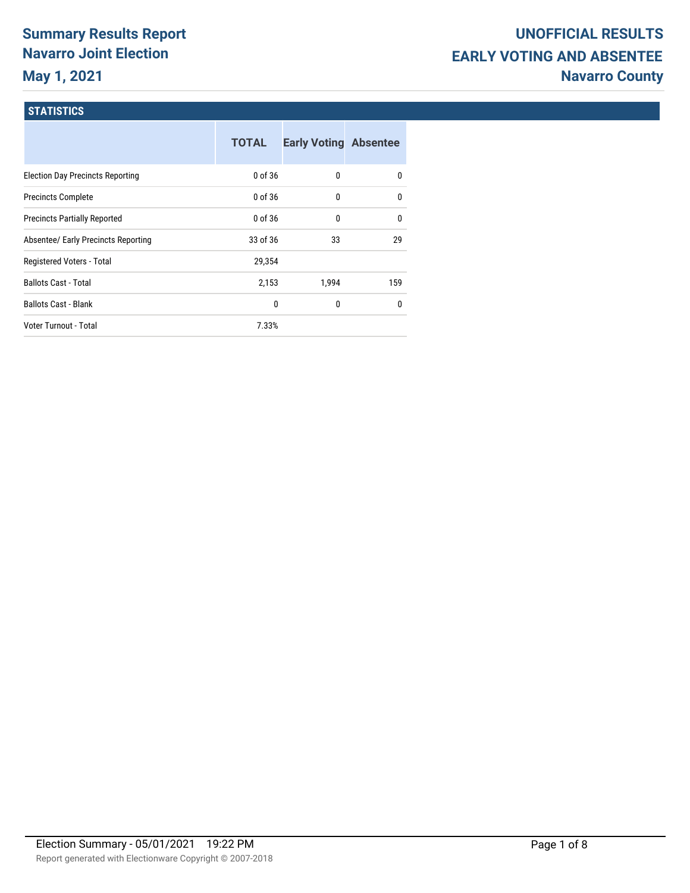# Summary Results Report
# Navarro Joint Election
## May 1, 2021

## UNOFFICIAL RESULTS
## EARLY VOTING AND ABSENTEE
## Navarro County

### STATISTICS

| | TOTAL | Early Voting | Absentee |
|---|---|---|---|
| Election Day Precincts Reporting | 0 of 36 | 0 | 0 |
| Precincts Complete | 0 of 36 | 0 | 0 |
| Precincts Partially Reported | 0 of 36 | 0 | 0 |
| Absentee/ Early Precincts Reporting | 33 of 36 | 33 | 29 |
| Registered Voters - Total | 29,354 | | |
| Ballots Cast - Total | 2,153 | 1,994 | 159 |
| Ballots Cast - Blank | 0 | 0 | 0 |
| Voter Turnout - Total | 7.33% | | |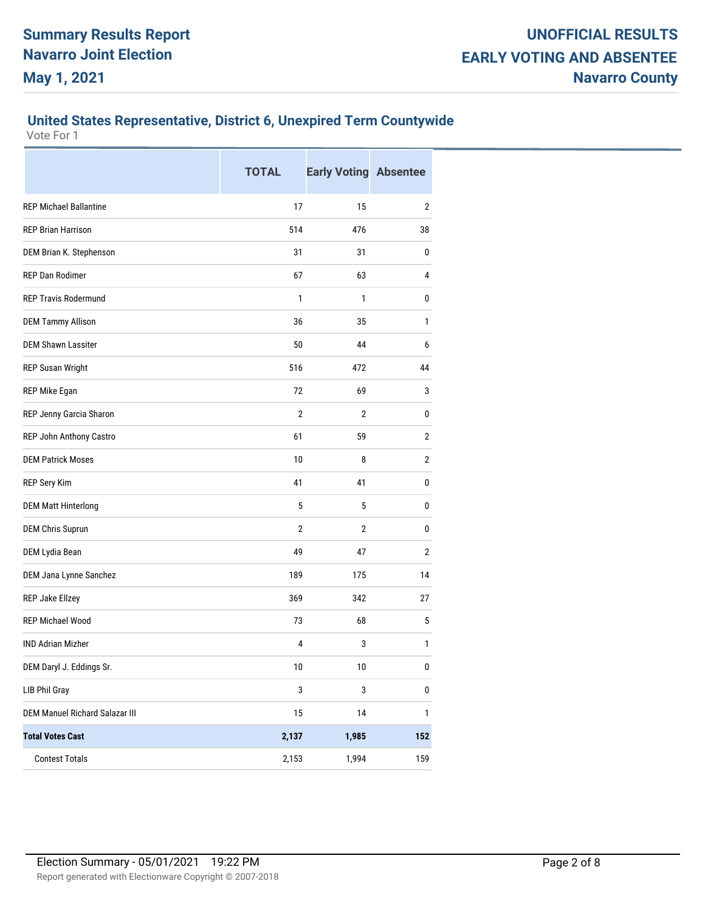# Summary Results Report

## Navarro Joint Election

## May 1, 2021

# UNOFFICIAL RESULTS

## EARLY VOTING AND ABSENTEE

## Navarro County

### United States Representative, District 6, Unexpired Term Countywide

Vote For 1

| | TOTAL | Early Voting | Absentee |
|---|---|---|---|
| REP Michael Ballantine | 17 | 15 | 2 |
| REP Brian Harrison | 514 | 476 | 38 |
| DEM Brian K. Stephenson | 31 | 31 | 0 |
| REP Dan Rodimer | 67 | 63 | 4 |
| REP Travis Rodermund | 1 | 1 | 0 |
| DEM Tammy Allison | 36 | 35 | 1 |
| DEM Shawn Lassiter | 50 | 44 | 6 |
| REP Susan Wright | 516 | 472 | 44 |
| REP Mike Egan | 72 | 69 | 3 |
| REP Jenny Garcia Sharon | 2 | 2 | 0 |
| REP John Anthony Castro | 61 | 59 | 2 |
| DEM Patrick Moses | 10 | 8 | 2 |
| REP Sery Kim | 41 | 41 | 0 |
| DEM Matt Hinterlong | 5 | 5 | 0 |
| DEM Chris Suprun | 2 | 2 | 0 |
| DEM Lydia Bean | 49 | 47 | 2 |
| DEM Jana Lynne Sanchez | 189 | 175 | 14 |
| REP Jake Ellzey | 369 | 342 | 27 |
| REP Michael Wood | 73 | 68 | 5 |
| IND Adrian Mizher | 4 | 3 | 1 |
| DEM Daryl J. Eddings Sr. | 10 | 10 | 0 |
| LIB Phil Gray | 3 | 3 | 0 |
| DEM Manuel Richard Salazar III | 15 | 14 | 1 |
| **Total Votes Cast** | **2,137** | **1,985** | **152** |
| Contest Totals | 2,153 | 1,994 | 159 |

Election Summary - 05/01/2021 19:22 PM

Report generated with Electionware Copyright © 2007-2018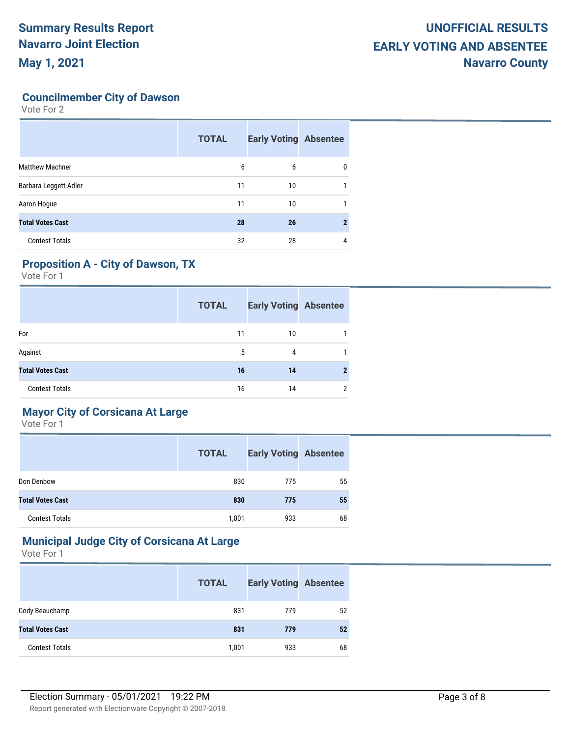**Summary Results Report**
**Navarro Joint Election**
**May 1, 2021**

**UNOFFICIAL RESULTS**
**EARLY VOTING AND ABSENTEE**
**Navarro County**

## Councilmember City of Dawson

Vote For 2

| | TOTAL | Early Voting | Absentee |
|---|---|---|---|
| Matthew Machner | 6 | 6 | 0 |
| Barbara Leggett Adler | 11 | 10 | 1 |
| Aaron Hogue | 11 | 10 | 1 |
| **Total Votes Cast** | **28** | **26** | **2** |
| Contest Totals | 32 | 28 | 4 |

## Proposition A - City of Dawson, TX

Vote For 1

| | TOTAL | Early Voting | Absentee |
|---|---|---|---|
| For | 11 | 10 | 1 |
| Against | 5 | 4 | 1 |
| **Total Votes Cast** | **16** | **14** | **2** |
| Contest Totals | 16 | 14 | 2 |

## Mayor City of Corsicana At Large

Vote For 1

| | TOTAL | Early Voting | Absentee |
|---|---|---|---|
| Don Denbow | 830 | 775 | 55 |
| **Total Votes Cast** | **830** | **775** | **55** |
| Contest Totals | 1,001 | 933 | 68 |

## Municipal Judge City of Corsicana At Large

Vote For 1

| | TOTAL | Early Voting | Absentee |
|---|---|---|---|
| Cody Beauchamp | 831 | 779 | 52 |
| **Total Votes Cast** | **831** | **779** | **52** |
| Contest Totals | 1,001 | 933 | 68 |

Election Summary - 05/01/2021 19:22 PM

Report generated with Electionware Copyright © 2007-2018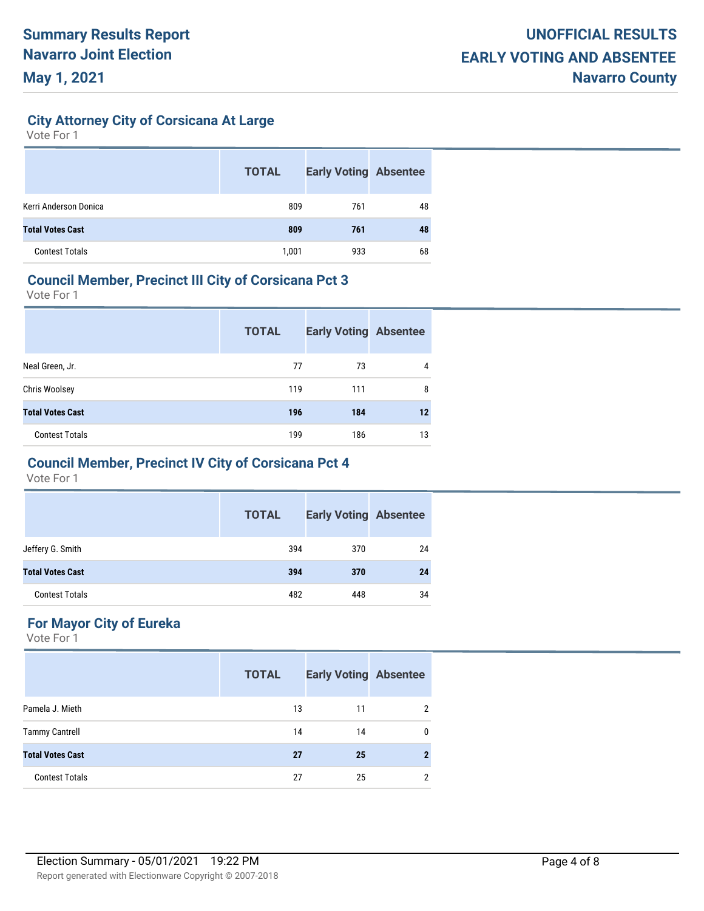## City Attorney City of Corsicana At Large

Vote For 1

| | TOTAL | Early Voting | Absentee |
|---|---|---|---|
| Kerri Anderson Donica | 809 | 761 | 48 |
| **Total Votes Cast** | **809** | **761** | **48** |
| Contest Totals | 1,001 | 933 | 68 |

## Council Member, Precinct III City of Corsicana Pct 3

Vote For 1

| | TOTAL | Early Voting | Absentee |
|---|---|---|---|
| Neal Green, Jr. | 77 | 73 | 4 |
| Chris Woolsey | 119 | 111 | 8 |
| **Total Votes Cast** | **196** | **184** | **12** |
| Contest Totals | 199 | 186 | 13 |

## Council Member, Precinct IV City of Corsicana Pct 4

Vote For 1

| | TOTAL | Early Voting | Absentee |
|---|---|---|---|
| Jeffery G. Smith | 394 | 370 | 24 |
| **Total Votes Cast** | **394** | **370** | **24** |
| Contest Totals | 482 | 448 | 34 |

## For Mayor City of Eureka

Vote For 1

| | TOTAL | Early Voting | Absentee |
|---|---|---|---|
| Pamela J. Mieth | 13 | 11 | 2 |
| Tammy Cantrell | 14 | 14 | 0 |
| **Total Votes Cast** | **27** | **25** | **2** |
| Contest Totals | 27 | 25 | 2 |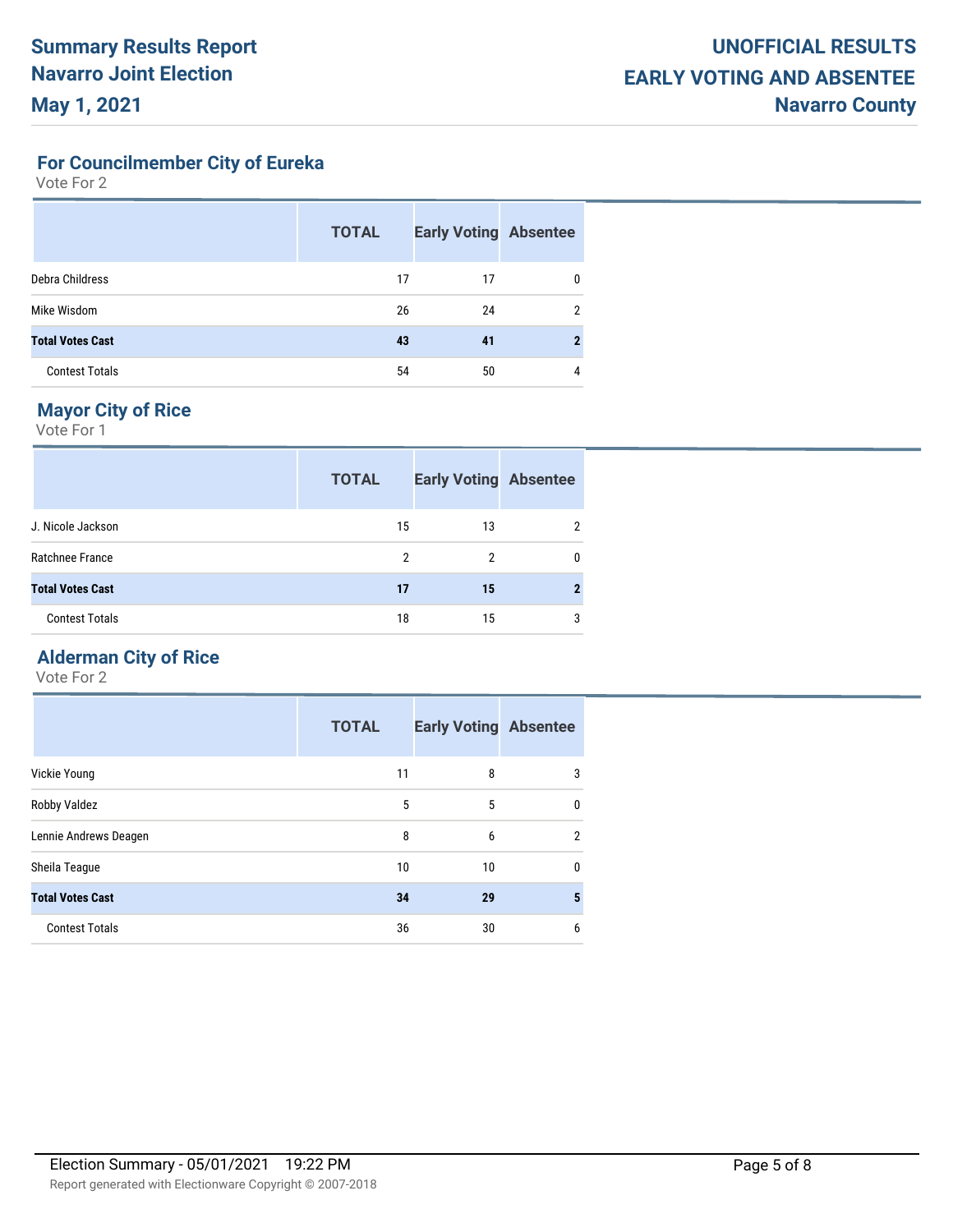# For Councilmember City of Eureka

Vote For 2

| | TOTAL | Early Voting | Absentee |
|---|---|---|---|
| Debra Childress | 17 | 17 | 0 |
| Mike Wisdom | 26 | 24 | 2 |
| **Total Votes Cast** | **43** | **41** | **2** |
| Contest Totals | 54 | 50 | 4 |

# Mayor City of Rice

Vote For 1

| | TOTAL | Early Voting | Absentee |
|---|---|---|---|
| J. Nicole Jackson | 15 | 13 | 2 |
| Ratchnee France | 2 | 2 | 0 |
| **Total Votes Cast** | **17** | **15** | **2** |
| Contest Totals | 18 | 15 | 3 |

# Alderman City of Rice

Vote For 2

| | TOTAL | Early Voting | Absentee |
|---|---|---|---|
| Vickie Young | 11 | 8 | 3 |
| Robby Valdez | 5 | 5 | 0 |
| Lennie Andrews Deagen | 8 | 6 | 2 |
| Sheila Teague | 10 | 10 | 0 |
| **Total Votes Cast** | **34** | **29** | **5** |
| Contest Totals | 36 | 30 | 6 |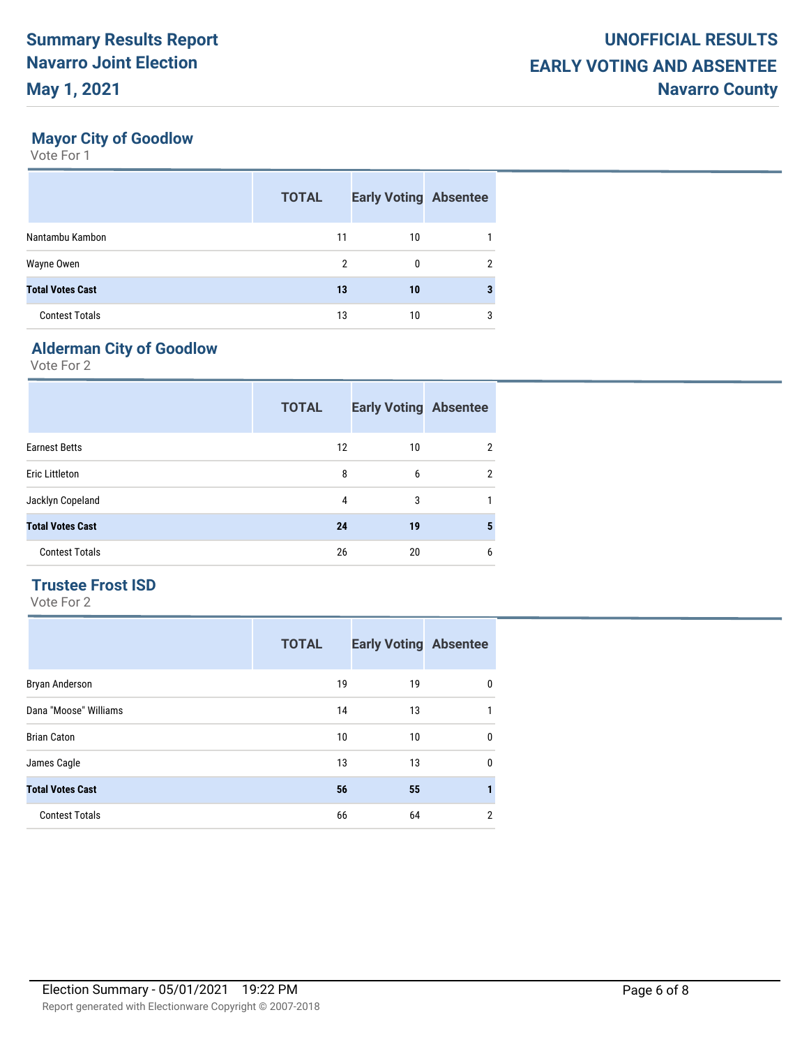# Summary Results Report
# Navarro Joint Election
# May 1, 2021

**UNOFFICIAL RESULTS**
**EARLY VOTING AND ABSENTEE**
**Navarro County**

## Mayor City of Goodlow

Vote For 1

| | TOTAL | Early Voting | Absentee |
|---|---|---|---|
| Nantambu Kambon | 11 | 10 | 1 |
| Wayne Owen | 2 | 0 | 2 |
| **Total Votes Cast** | **13** | **10** | **3** |
| Contest Totals | 13 | 10 | 3 |

## Alderman City of Goodlow

Vote For 2

| | TOTAL | Early Voting | Absentee |
|---|---|---|---|
| Earnest Betts | 12 | 10 | 2 |
| Eric Littleton | 8 | 6 | 2 |
| Jacklyn Copeland | 4 | 3 | 1 |
| **Total Votes Cast** | **24** | **19** | **5** |
| Contest Totals | 26 | 20 | 6 |

## Trustee Frost ISD

Vote For 2

| | TOTAL | Early Voting | Absentee |
|---|---|---|---|
| Bryan Anderson | 19 | 19 | 0 |
| Dana "Moose" Williams | 14 | 13 | 1 |
| Brian Caton | 10 | 10 | 0 |
| James Cagle | 13 | 13 | 0 |
| **Total Votes Cast** | **56** | **55** | **1** |
| Contest Totals | 66 | 64 | 2 |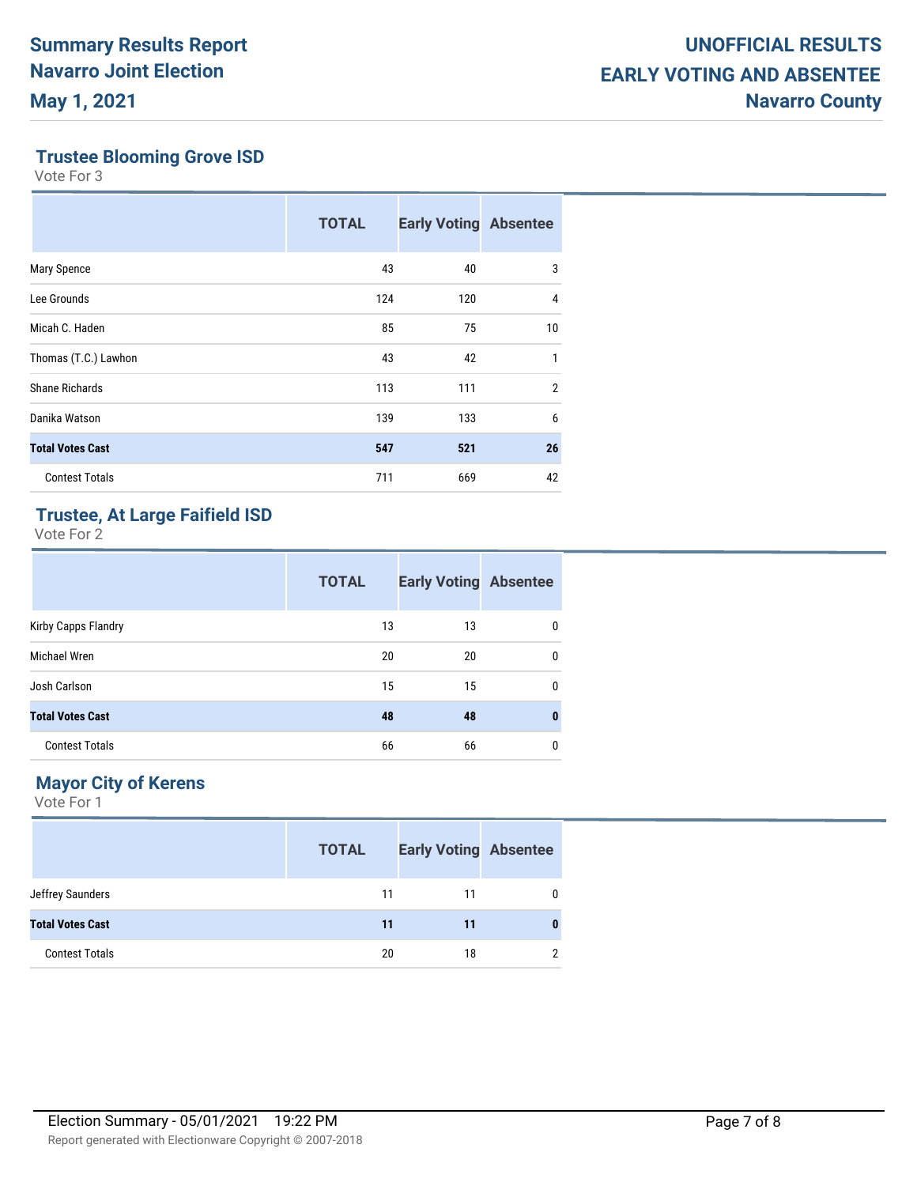# Summary Results Report
# Navarro Joint Election
# May 1, 2021

# UNOFFICIAL RESULTS
# EARLY VOTING AND ABSENTEE
# Navarro County

## Trustee Blooming Grove ISD

Vote For 3

| | TOTAL | Early Voting | Absentee |
|---|---|---|---|
| Mary Spence | 43 | 40 | 3 |
| Lee Grounds | 124 | 120 | 4 |
| Micah C. Haden | 85 | 75 | 10 |
| Thomas (T.C.) Lawhon | 43 | 42 | 1 |
| Shane Richards | 113 | 111 | 2 |
| Danika Watson | 139 | 133 | 6 |
| **Total Votes Cast** | **547** | **521** | **26** |
| Contest Totals | 711 | 669 | 42 |

## Trustee, At Large Faifield ISD

Vote For 2

| | TOTAL | Early Voting | Absentee |
|---|---|---|---|
| Kirby Capps Flandry | 13 | 13 | 0 |
| Michael Wren | 20 | 20 | 0 |
| Josh Carlson | 15 | 15 | 0 |
| **Total Votes Cast** | **48** | **48** | **0** |
| Contest Totals | 66 | 66 | 0 |

## Mayor City of Kerens

Vote For 1

| | TOTAL | Early Voting | Absentee |
|---|---|---|---|
| Jeffrey Saunders | 11 | 11 | 0 |
| **Total Votes Cast** | **11** | **11** | **0** |
| Contest Totals | 20 | 18 | 2 |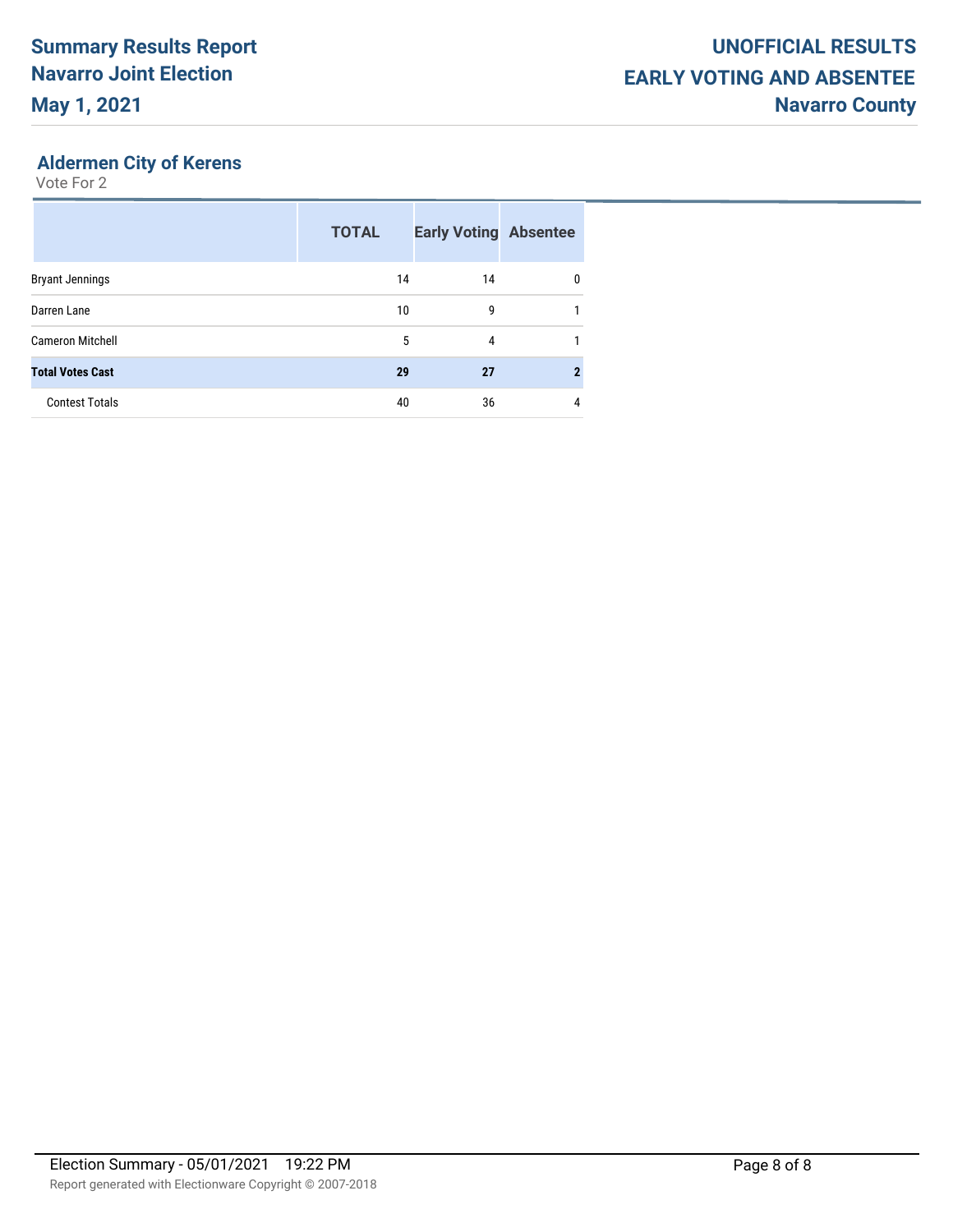# Summary Results Report
# Navarro Joint Election
# May 1, 2021

# UNOFFICIAL RESULTS
# EARLY VOTING AND ABSENTEE
# Navarro County

### Aldermen City of Kerens

Vote For 2

| | TOTAL | Early Voting | Absentee |
|---|---|---|---|
| Bryant Jennings | 14 | 14 | 0 |
| Darren Lane | 10 | 9 | 1 |
| Cameron Mitchell | 5 | 4 | 1 |
| **Total Votes Cast** | **29** | **27** | **2** |
| Contest Totals | 40 | 36 | 4 |

Election Summary - 05/01/2021 19:22 PM

Report generated with Electionware Copyright © 2007-2018